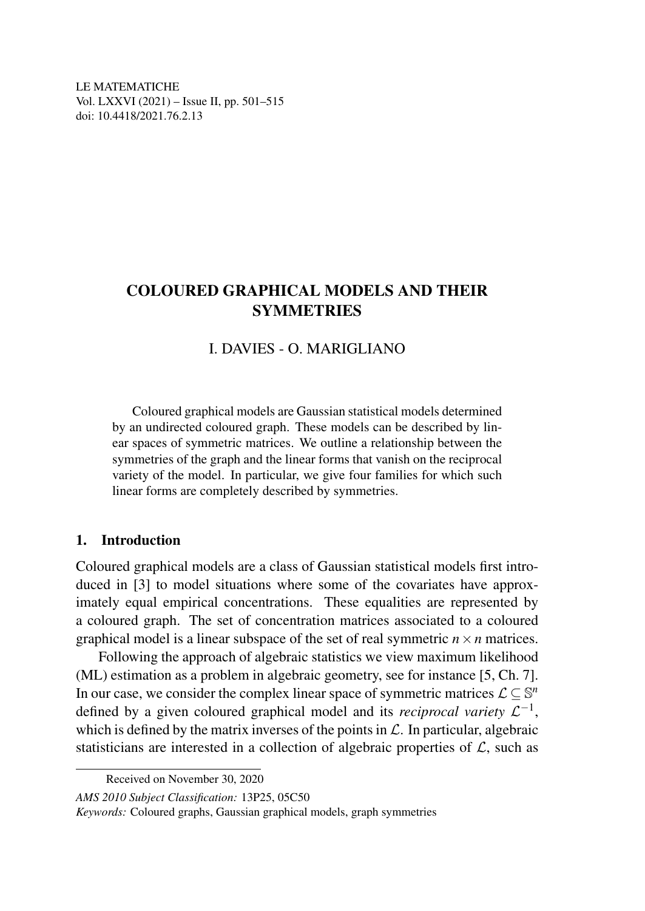# COLOURED GRAPHICAL MODELS AND THEIR SYMMETRIES

I. DAVIES - O. MARIGLIANO

Coloured graphical models are Gaussian statistical models determined by an undirected coloured graph. These models can be described by linear spaces of symmetric matrices. We outline a relationship between the symmetries of the graph and the linear forms that vanish on the reciprocal variety of the model. In particular, we give four families for which such linear forms are completely described by symmetries.

## 1. Introduction

Coloured graphical models are a class of Gaussian statistical models first introduced in [3] to model situations where some of the covariates have approximately equal empirical concentrations. These equalities are represented by a coloured graph. The set of concentration matrices associated to a coloured graphical model is a linear subspace of the set of real symmetric $n \times n$ matrices.

Following the approach of algebraic statistics we view maximum likelihood (ML) estimation as a problem in algebraic geometry, see for instance [5, Ch. 7]. In our case, we consider the complex linear space of symmetric matrices $\mathcal{L} \subseteq \mathbb{S}^n$ defined by a given coloured graphical model and its *reciprocal variety* $\mathcal{L}^{-1}$, which is defined by the matrix inverses of the points in $\mathcal{L}$. In particular, algebraic statisticians are interested in a collection of algebraic properties of $\mathcal{L}$, such as

Received on November 30, 2020

*AMS 2010 Subject Classification:* 13P25, 05C50

*Keywords:* Coloured graphs, Gaussian graphical models, graph symmetries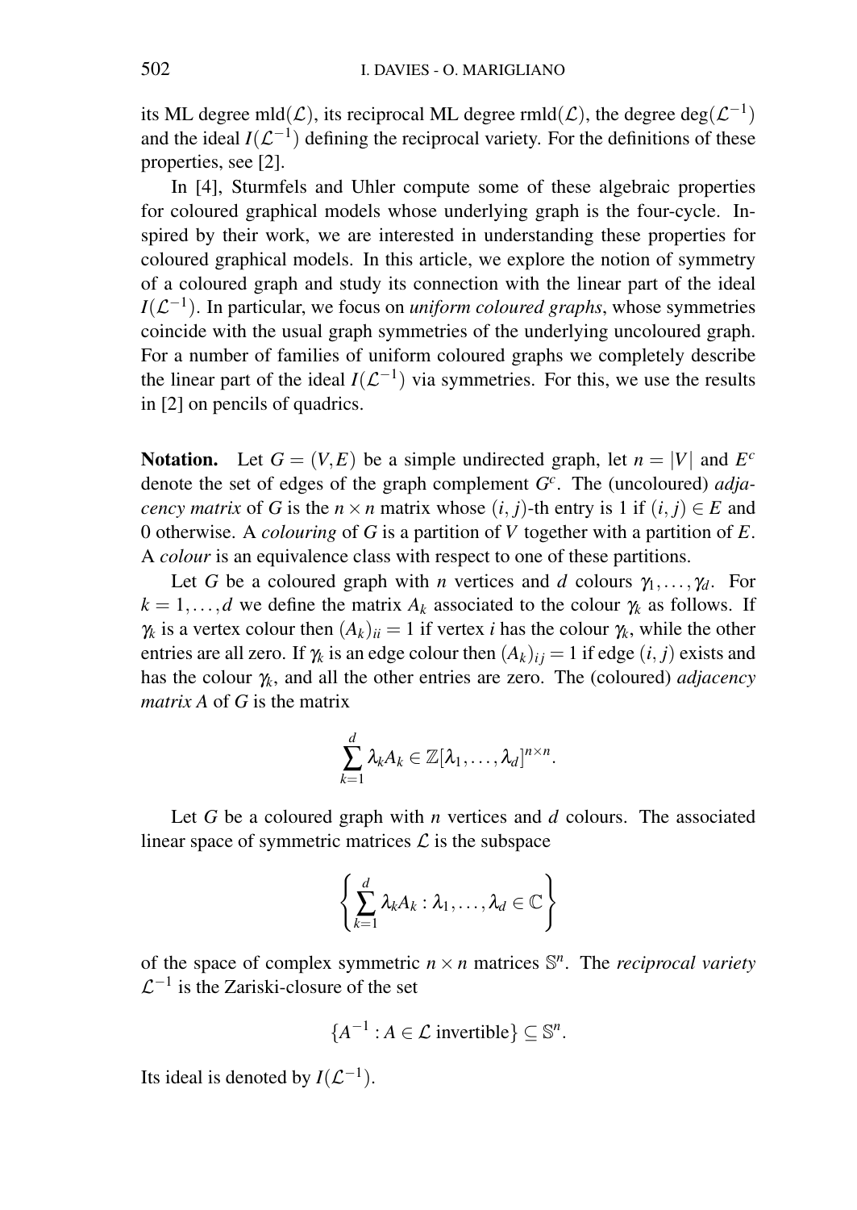its ML degree $\mathrm{mld}(\mathcal{L})$, its reciprocal ML degree $\mathrm{rmld}(\mathcal{L})$, the degree $\deg(\mathcal{L}^{-1})$ and the ideal $I(\mathcal{L}^{-1})$ defining the reciprocal variety. For the definitions of these properties, see [2].

In [4], Sturmfels and Uhler compute some of these algebraic properties for coloured graphical models whose underlying graph is the four-cycle. Inspired by their work, we are interested in understanding these properties for coloured graphical models. In this article, we explore the notion of symmetry of a coloured graph and study its connection with the linear part of the ideal $I(\mathcal{L}^{-1})$. In particular, we focus on *uniform coloured graphs*, whose symmetries coincide with the usual graph symmetries of the underlying uncoloured graph. For a number of families of uniform coloured graphs we completely describe the linear part of the ideal $I(\mathcal{L}^{-1})$ via symmetries. For this, we use the results in [2] on pencils of quadrics.

**Notation.** Let $G = (V,E)$ be a simple undirected graph, let $n = |V|$ and $E^c$ denote the set of edges of the graph complement $G^c$. The (uncoloured) *adjacency matrix* of $G$ is the $n \times n$ matrix whose $(i, j)$-th entry is 1 if $(i, j) \in E$ and 0 otherwise. A *colouring* of $G$ is a partition of $V$ together with a partition of $E$. A *colour* is an equivalence class with respect to one of these partitions.

Let $G$ be a coloured graph with $n$ vertices and $d$ colours $\gamma_1, \dots, \gamma_d$. For $k = 1, \dots, d$ we define the matrix $A_k$ associated to the colour $\gamma_k$ as follows. If $\gamma_k$ is a vertex colour then $(A_k)_{ii} = 1$ if vertex $i$ has the colour $\gamma_k$, while the other entries are all zero. If $\gamma_k$ is an edge colour then $(A_k)_{ij} = 1$ if edge $(i, j)$ exists and has the colour $\gamma_k$, and all the other entries are zero. The (coloured) *adjacency matrix* $A$ of $G$ is the matrix

$$\sum_{k=1}^{d} \lambda_k A_k \in \mathbb{Z}[\lambda_1, \dots, \lambda_d]^{n \times n}.$$

Let $G$ be a coloured graph with $n$ vertices and $d$ colours. The associated linear space of symmetric matrices $\mathcal{L}$ is the subspace

$$\left\{ \sum_{k=1}^{d} \lambda_k A_k : \lambda_1, \dots, \lambda_d \in \mathbb{C} \right\}$$

of the space of complex symmetric $n \times n$ matrices $\mathbb{S}^n$. The *reciprocal variety* $\mathcal{L}^{-1}$ is the Zariski-closure of the set

$$\{A^{-1} : A \in \mathcal{L} \text{ invertible}\} \subseteq \mathbb{S}^n.$$

Its ideal is denoted by $I(\mathcal{L}^{-1})$.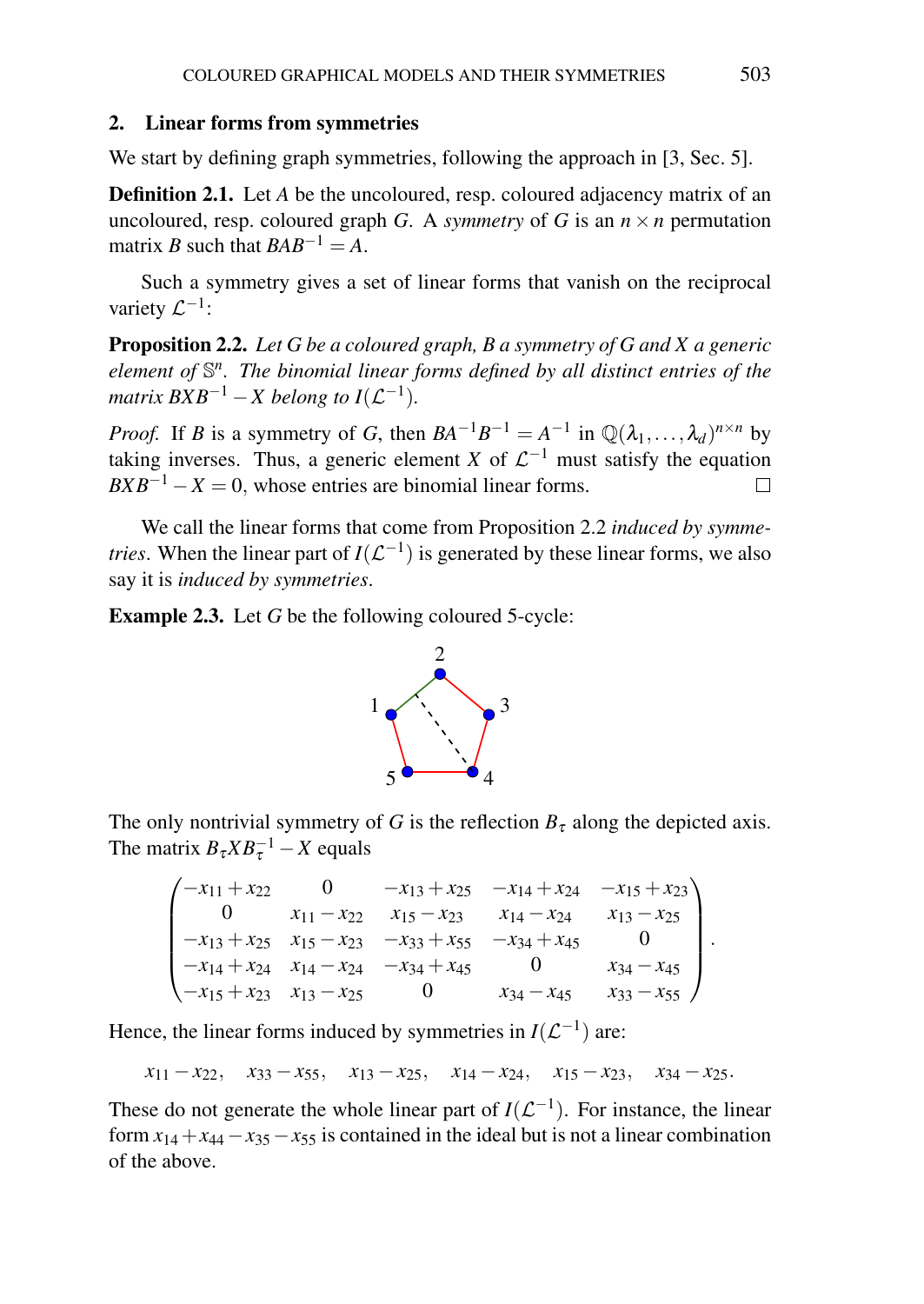## 2. Linear forms from symmetries

We start by defining graph symmetries, following the approach in [3, Sec. 5].

**Definition 2.1.** Let $A$ be the uncoloured, resp. coloured adjacency matrix of an uncoloured, resp. coloured graph $G$. A *symmetry* of $G$ is an $n \times n$ permutation matrix $B$ such that $BAB^{-1} = A$.

Such a symmetry gives a set of linear forms that vanish on the reciprocal variety $\mathcal{L}^{-1}$:

**Proposition 2.2.** *Let $G$ be a coloured graph, $B$ a symmetry of $G$ and $X$ a generic element of $\mathbb{S}^n$. The binomial linear forms defined by all distinct entries of the matrix $BXB^{-1} - X$ belong to $I(\mathcal{L}^{-1})$.*

*Proof.* If $B$ is a symmetry of $G$, then $BA^{-1}B^{-1} = A^{-1}$ in $\mathbb{Q}(\lambda_1, \ldots, \lambda_d)^{n \times n}$ by taking inverses. Thus, a generic element $X$ of $\mathcal{L}^{-1}$ must satisfy the equation $BXB^{-1} - X = 0$, whose entries are binomial linear forms. □

We call the linear forms that come from Proposition 2.2 *induced by symmetries*. When the linear part of $I(\mathcal{L}^{-1})$ is generated by these linear forms, we also say it is *induced by symmetries*.

**Example 2.3.** Let $G$ be the following coloured 5-cycle:

The only nontrivial symmetry of $G$ is the reflection $B_\tau$ along the depicted axis. The matrix $B_\tau X B_\tau^{-1} - X$ equals

$$\begin{pmatrix} -x_{11}+x_{22} & 0 & -x_{13}+x_{25} & -x_{14}+x_{24} & -x_{15}+x_{23} \\ 0 & x_{11}-x_{22} & x_{15}-x_{23} & x_{14}-x_{24} & x_{13}-x_{25} \\ -x_{13}+x_{25} & x_{15}-x_{23} & -x_{33}+x_{55} & -x_{34}+x_{45} & 0 \\ -x_{14}+x_{24} & x_{14}-x_{24} & -x_{34}+x_{45} & 0 & x_{34}-x_{45} \\ -x_{15}+x_{23} & x_{13}-x_{25} & 0 & x_{34}-x_{45} & x_{33}-x_{55} \end{pmatrix}.$$

Hence, the linear forms induced by symmetries in $I(\mathcal{L}^{-1})$ are:

$$x_{11} - x_{22}, \quad x_{33} - x_{55}, \quad x_{13} - x_{25}, \quad x_{14} - x_{24}, \quad x_{15} - x_{23}, \quad x_{34} - x_{25}.$$

These do not generate the whole linear part of $I(\mathcal{L}^{-1})$. For instance, the linear form $x_{14} + x_{44} - x_{35} - x_{55}$ is contained in the ideal but is not a linear combination of the above.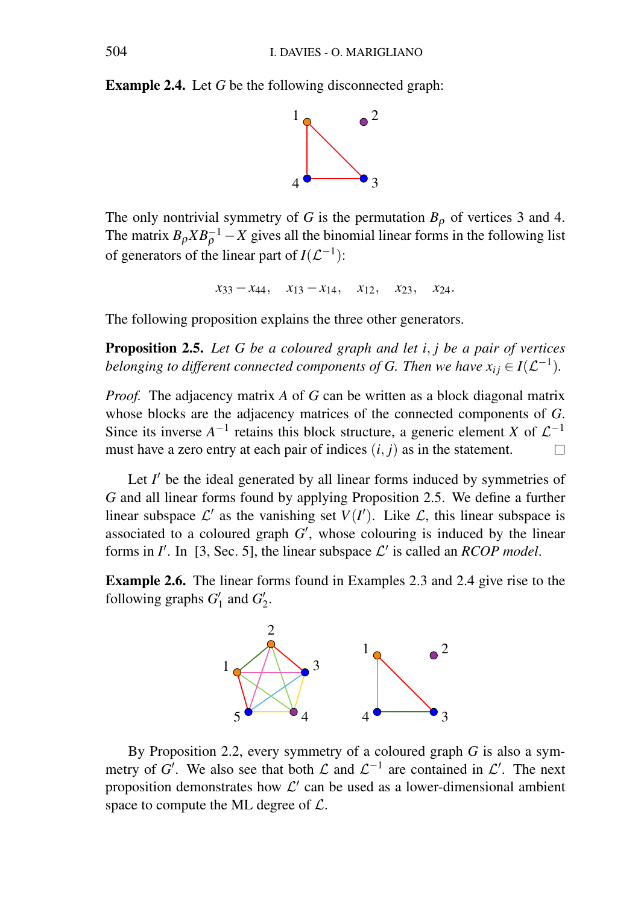**Example 2.4.** Let $G$ be the following disconnected graph:

The only nontrivial symmetry of $G$ is the permutation $B_\rho$ of vertices 3 and 4. The matrix $B_\rho X B_\rho^{-1} - X$ gives all the binomial linear forms in the following list of generators of the linear part of $I(\mathcal{L}^{-1})$:

$$x_{33} - x_{44}, \quad x_{13} - x_{14}, \quad x_{12}, \quad x_{23}, \quad x_{24}.$$

The following proposition explains the three other generators.

**Proposition 2.5.** *Let $G$ be a coloured graph and let $i, j$ be a pair of vertices belonging to different connected components of $G$. Then we have $x_{ij} \in I(\mathcal{L}^{-1})$.*

*Proof.* The adjacency matrix $A$ of $G$ can be written as a block diagonal matrix whose blocks are the adjacency matrices of the connected components of $G$. Since its inverse $A^{-1}$ retains this block structure, a generic element $X$ of $\mathcal{L}^{-1}$ must have a zero entry at each pair of indices $(i, j)$ as in the statement. □

Let $I'$ be the ideal generated by all linear forms induced by symmetries of $G$ and all linear forms found by applying Proposition 2.5. We define a further linear subspace $\mathcal{L}'$ as the vanishing set $V(I')$. Like $\mathcal{L}$, this linear subspace is associated to a coloured graph $G'$, whose colouring is induced by the linear forms in $I'$. In [3, Sec. 5], the linear subspace $\mathcal{L}'$ is called an *RCOP model*.

**Example 2.6.** The linear forms found in Examples 2.3 and 2.4 give rise to the following graphs $G'_1$ and $G'_2$.

By Proposition 2.2, every symmetry of a coloured graph $G$ is also a symmetry of $G'$. We also see that both $\mathcal{L}$ and $\mathcal{L}^{-1}$ are contained in $\mathcal{L}'$. The next proposition demonstrates how $\mathcal{L}'$ can be used as a lower-dimensional ambient space to compute the ML degree of $\mathcal{L}$.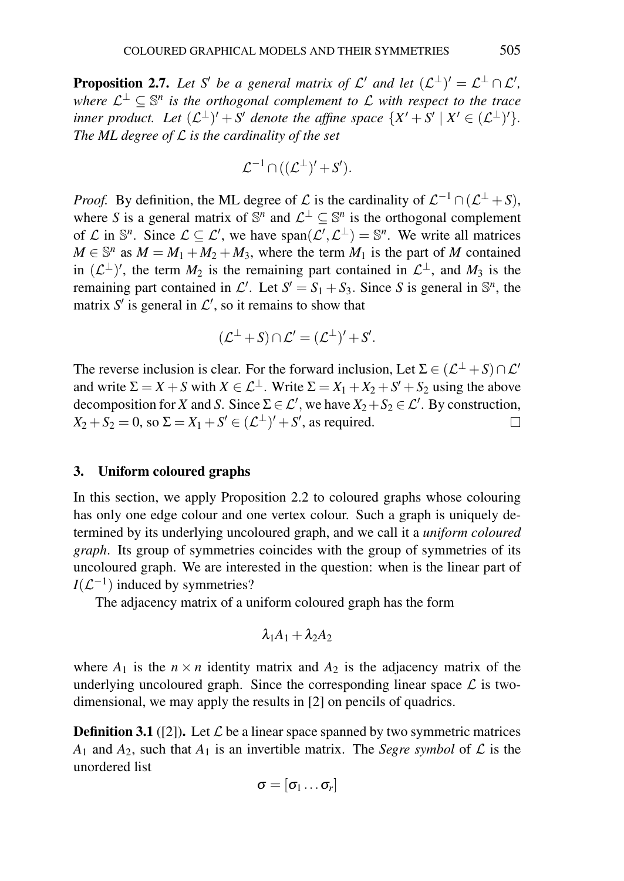**Proposition 2.7.** *Let $S'$ be a general matrix of $\mathcal{L}'$ and let $(\mathcal{L}^\perp)' = \mathcal{L}^\perp \cap \mathcal{L}'$, where $\mathcal{L}^\perp \subseteq \mathbb{S}^n$ is the orthogonal complement to $\mathcal{L}$ with respect to the trace inner product. Let $(\mathcal{L}^\perp)' + S'$ denote the affine space $\{X' + S' \mid X' \in (\mathcal{L}^\perp)'\}$. The ML degree of $\mathcal{L}$ is the cardinality of the set*

$$\mathcal{L}^{-1} \cap ((\mathcal{L}^\perp)' + S').$$

*Proof.* By definition, the ML degree of $\mathcal{L}$ is the cardinality of $\mathcal{L}^{-1} \cap (\mathcal{L}^\perp + S)$, where $S$ is a general matrix of $\mathbb{S}^n$ and $\mathcal{L}^\perp \subseteq \mathbb{S}^n$ is the orthogonal complement of $\mathcal{L}$ in $\mathbb{S}^n$. Since $\mathcal{L} \subseteq \mathcal{L}'$, we have $\text{span}(\mathcal{L}', \mathcal{L}^\perp) = \mathbb{S}^n$. We write all matrices $M \in \mathbb{S}^n$ as $M = M_1 + M_2 + M_3$, where the term $M_1$ is the part of $M$ contained in $(\mathcal{L}^\perp)'$, the term $M_2$ is the remaining part contained in $\mathcal{L}^\perp$, and $M_3$ is the remaining part contained in $\mathcal{L}'$. Let $S' = S_1 + S_3$. Since $S$ is general in $\mathbb{S}^n$, the matrix $S'$ is general in $\mathcal{L}'$, so it remains to show that

$$(\mathcal{L}^\perp + S) \cap \mathcal{L}' = (\mathcal{L}^\perp)' + S'.$$

The reverse inclusion is clear. For the forward inclusion, Let $\Sigma \in (\mathcal{L}^\perp + S) \cap \mathcal{L}'$ and write $\Sigma = X + S$ with $X \in \mathcal{L}^\perp$. Write $\Sigma = X_1 + X_2 + S' + S_2$ using the above decomposition for $X$ and $S$. Since $\Sigma \in \mathcal{L}'$, we have $X_2 + S_2 \in \mathcal{L}'$. By construction, $X_2 + S_2 = 0$, so $\Sigma = X_1 + S' \in (\mathcal{L}^\perp)' + S'$, as required. □

## 3. Uniform coloured graphs

In this section, we apply Proposition 2.2 to coloured graphs whose colouring has only one edge colour and one vertex colour. Such a graph is uniquely determined by its underlying uncoloured graph, and we call it a *uniform coloured graph*. Its group of symmetries coincides with the group of symmetries of its uncoloured graph. We are interested in the question: when is the linear part of $I(\mathcal{L}^{-1})$ induced by symmetries?

The adjacency matrix of a uniform coloured graph has the form

$$\lambda_1 A_1 + \lambda_2 A_2$$

where $A_1$ is the $n \times n$ identity matrix and $A_2$ is the adjacency matrix of the underlying uncoloured graph. Since the corresponding linear space $\mathcal{L}$ is two-dimensional, we may apply the results in [2] on pencils of quadrics.

**Definition 3.1** ([2]). Let $\mathcal{L}$ be a linear space spanned by two symmetric matrices $A_1$ and $A_2$, such that $A_1$ is an invertible matrix. The *Segre symbol* of $\mathcal{L}$ is the unordered list

$$\sigma = [\sigma_1 \dots \sigma_r]$$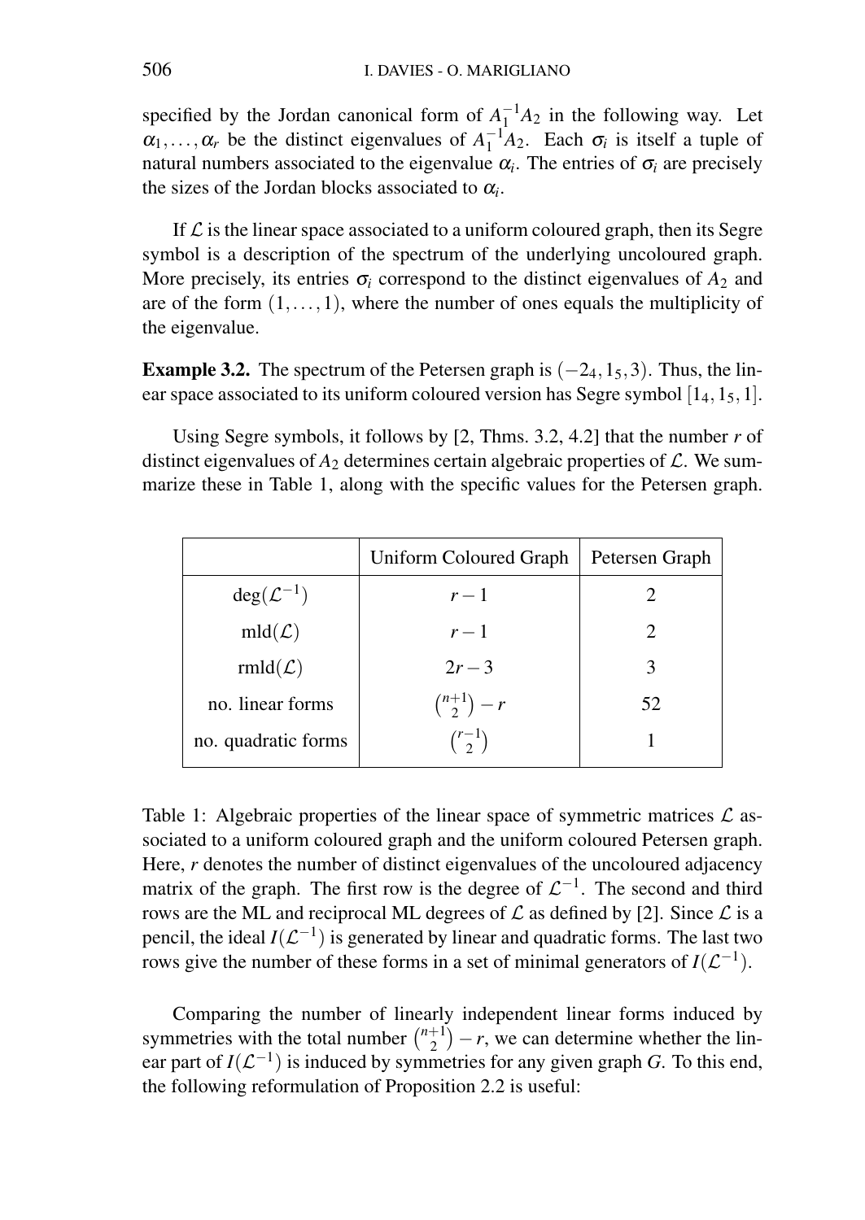specified by the Jordan canonical form of $A_1^{-1}A_2$ in the following way. Let $\alpha_1, \ldots, \alpha_r$ be the distinct eigenvalues of $A_1^{-1}A_2$. Each $\sigma_i$ is itself a tuple of natural numbers associated to the eigenvalue $\alpha_i$. The entries of $\sigma_i$ are precisely the sizes of the Jordan blocks associated to $\alpha_i$.

If $\mathcal{L}$ is the linear space associated to a uniform coloured graph, then its Segre symbol is a description of the spectrum of the underlying uncoloured graph. More precisely, its entries $\sigma_i$ correspond to the distinct eigenvalues of $A_2$ and are of the form $(1, \ldots, 1)$, where the number of ones equals the multiplicity of the eigenvalue.

**Example 3.2.** The spectrum of the Petersen graph is $(-2_4, 1_5, 3)$. Thus, the linear space associated to its uniform coloured version has Segre symbol $[1_4, 1_5, 1]$.

Using Segre symbols, it follows by [2, Thms. 3.2, 4.2] that the number $r$ of distinct eigenvalues of $A_2$ determines certain algebraic properties of $\mathcal{L}$. We summarize these in Table 1, along with the specific values for the Petersen graph.

| | Uniform Coloured Graph | Petersen Graph |
|---|---|---|
| $\deg(\mathcal{L}^{-1})$ | $r-1$ | 2 |
| $\mathrm{mld}(\mathcal{L})$ | $r-1$ | 2 |
| $\mathrm{rmld}(\mathcal{L})$ | $2r-3$ | 3 |
| no. linear forms | $\binom{n+1}{2} - r$ | 52 |
| no. quadratic forms | $\binom{r-1}{2}$ | 1 |

Table 1: Algebraic properties of the linear space of symmetric matrices $\mathcal{L}$ associated to a uniform coloured graph and the uniform coloured Petersen graph. Here, $r$ denotes the number of distinct eigenvalues of the uncoloured adjacency matrix of the graph. The first row is the degree of $\mathcal{L}^{-1}$. The second and third rows are the ML and reciprocal ML degrees of $\mathcal{L}$ as defined by [2]. Since $\mathcal{L}$ is a pencil, the ideal $I(\mathcal{L}^{-1})$ is generated by linear and quadratic forms. The last two rows give the number of these forms in a set of minimal generators of $I(\mathcal{L}^{-1})$.

Comparing the number of linearly independent linear forms induced by symmetries with the total number $\binom{n+1}{2} - r$, we can determine whether the linear part of $I(\mathcal{L}^{-1})$ is induced by symmetries for any given graph $G$. To this end, the following reformulation of Proposition 2.2 is useful: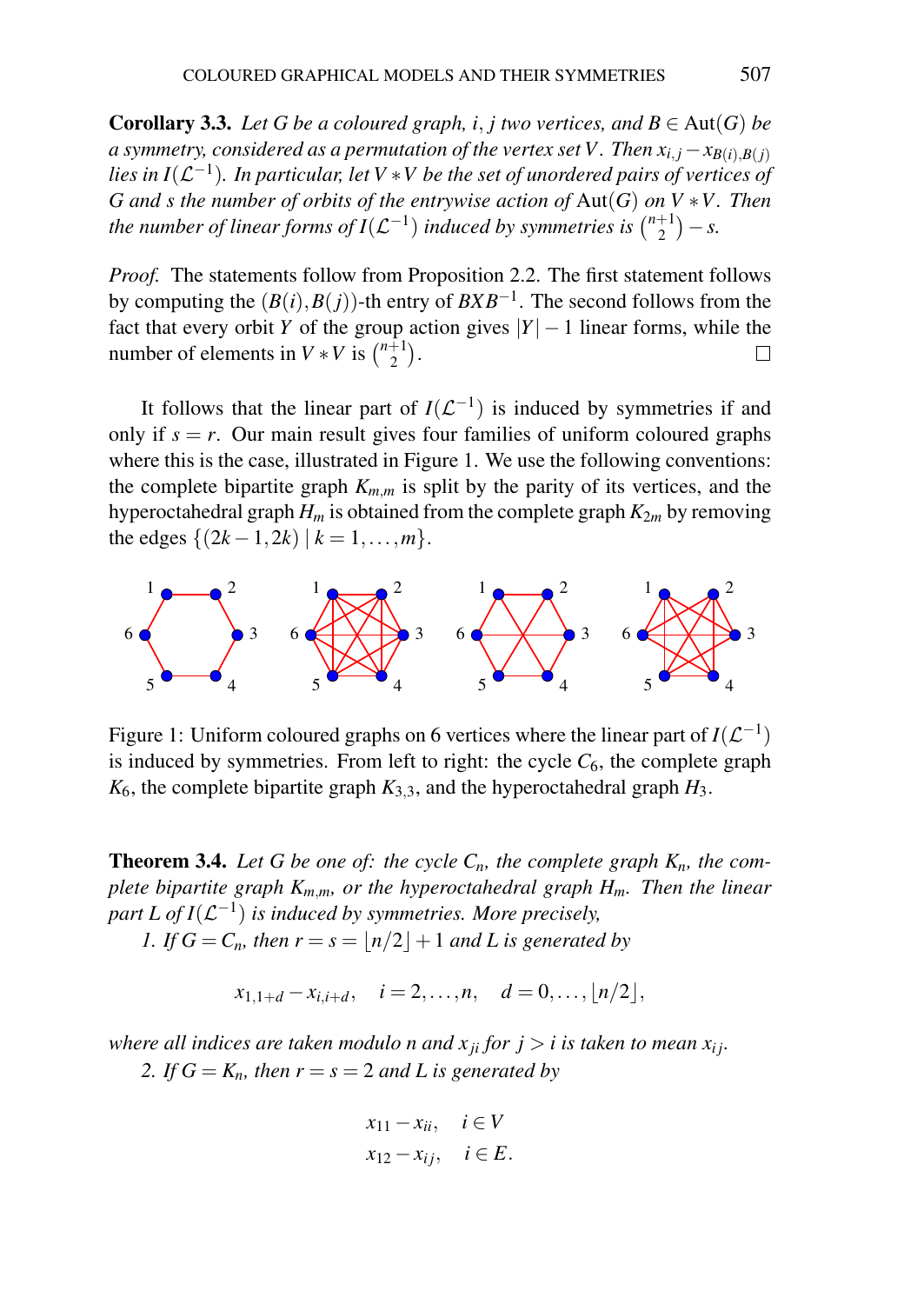**Corollary 3.3.** *Let $G$ be a coloured graph, $i, j$ two vertices, and $B \in \operatorname{Aut}(G)$ be a symmetry, considered as a permutation of the vertex set $V$. Then $x_{i,j} - x_{B(i),B(j)}$ lies in $I(\mathcal{L}^{-1})$. In particular, let $V * V$ be the set of unordered pairs of vertices of $G$ and $s$ the number of orbits of the entrywise action of $\operatorname{Aut}(G)$ on $V * V$. Then the number of linear forms of $I(\mathcal{L}^{-1})$ induced by symmetries is $\binom{n+1}{2} - s$.*

*Proof.* The statements follow from Proposition 2.2. The first statement follows by computing the $(B(i), B(j))$-th entry of $BXB^{-1}$. The second follows from the fact that every orbit $Y$ of the group action gives $|Y| - 1$ linear forms, while the number of elements in $V * V$ is $\binom{n+1}{2}$. □

It follows that the linear part of $I(\mathcal{L}^{-1})$ is induced by symmetries if and only if $s = r$. Our main result gives four families of uniform coloured graphs where this is the case, illustrated in Figure 1. We use the following conventions: the complete bipartite graph $K_{m,m}$ is split by the parity of its vertices, and the hyperoctahedral graph $H_m$ is obtained from the complete graph $K_{2m}$ by removing the edges $\{(2k-1, 2k) \mid k = 1, \ldots, m\}$.

Figure 1: Uniform coloured graphs on 6 vertices where the linear part of $I(\mathcal{L}^{-1})$ is induced by symmetries. From left to right: the cycle $C_6$, the complete graph $K_6$, the complete bipartite graph $K_{3,3}$, and the hyperoctahedral graph $H_3$.

**Theorem 3.4.** *Let $G$ be one of: the cycle $C_n$, the complete graph $K_n$, the complete bipartite graph $K_{m,m}$, or the hyperoctahedral graph $H_m$. Then the linear part $L$ of $I(\mathcal{L}^{-1})$ is induced by symmetries. More precisely,*

*1. If $G = C_n$, then $r = s = \lfloor n/2 \rfloor + 1$ and $L$ is generated by*

$$x_{1,1+d} - x_{i,i+d}, \quad i = 2, \ldots, n, \quad d = 0, \ldots, \lfloor n/2 \rfloor,$$

*where all indices are taken modulo $n$ and $x_{ji}$ for $j > i$ is taken to mean $x_{ij}$.*

*2. If $G = K_n$, then $r = s = 2$ and $L$ is generated by*

$$x_{11} - x_{ii}, \quad i \in V$$
$$x_{12} - x_{ij}, \quad i \in E.$$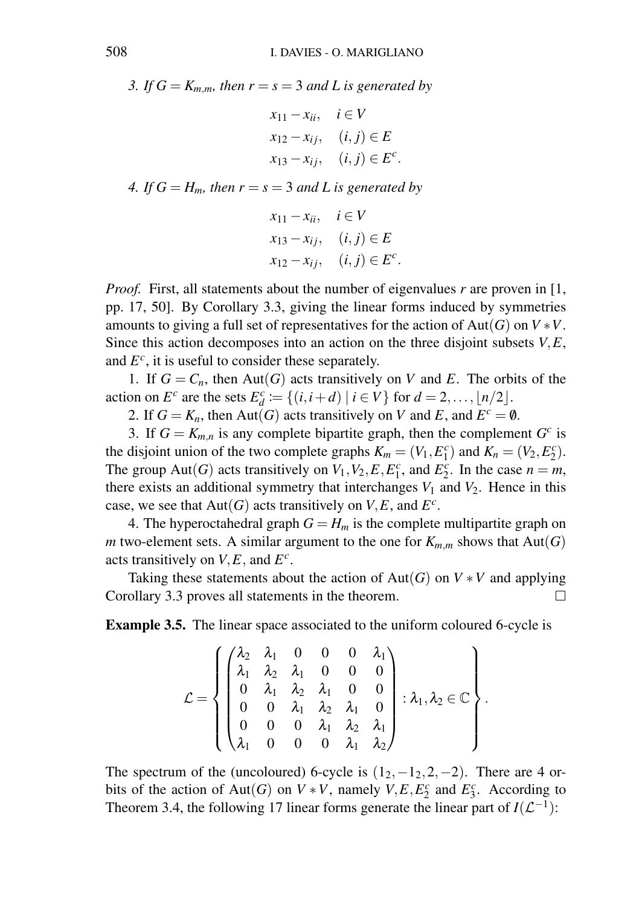*3. If $G = K_{m,m}$, then $r = s = 3$ and $L$ is generated by*

$$
\begin{aligned}
& x_{11} - x_{ii}, \quad i \in V \\
& x_{12} - x_{ij}, \quad (i,j) \in E \\
& x_{13} - x_{ij}, \quad (i,j) \in E^c.
\end{aligned}
$$

*4. If $G = H_m$, then $r = s = 3$ and $L$ is generated by*

$$
\begin{aligned}
& x_{11} - x_{ii}, \quad i \in V \\
& x_{13} - x_{ij}, \quad (i,j) \in E \\
& x_{12} - x_{ij}, \quad (i,j) \in E^c.
\end{aligned}
$$

*Proof.* First, all statements about the number of eigenvalues $r$ are proven in [1, pp. 17, 50]. By Corollary 3.3, giving the linear forms induced by symmetries amounts to giving a full set of representatives for the action of $\mathrm{Aut}(G)$ on $V * V$. Since this action decomposes into an action on the three disjoint subsets $V, E$, and $E^c$, it is useful to consider these separately.

1. If $G = C_n$, then $\mathrm{Aut}(G)$ acts transitively on $V$ and $E$. The orbits of the action on $E^c$ are the sets $E_d^c := \{(i, i+d) \mid i \in V\}$ for $d = 2, \ldots, \lfloor n/2 \rfloor$.

2. If $G = K_n$, then $\mathrm{Aut}(G)$ acts transitively on $V$ and $E$, and $E^c = \emptyset$.

3. If $G = K_{m,n}$ is any complete bipartite graph, then the complement $G^c$ is the disjoint union of the two complete graphs $K_m = (V_1, E_1^c)$ and $K_n = (V_2, E_2^c)$. The group $\mathrm{Aut}(G)$ acts transitively on $V_1, V_2, E, E_1^c$, and $E_2^c$. In the case $n = m$, there exists an additional symmetry that interchanges $V_1$ and $V_2$. Hence in this case, we see that $\mathrm{Aut}(G)$ acts transitively on $V, E$, and $E^c$.

4. The hyperoctahedral graph $G = H_m$ is the complete multipartite graph on $m$ two-element sets. A similar argument to the one for $K_{m,m}$ shows that $\mathrm{Aut}(G)$ acts transitively on $V, E$, and $E^c$.

Taking these statements about the action of $\mathrm{Aut}(G)$ on $V * V$ and applying Corollary 3.3 proves all statements in the theorem. $\square$

**Example 3.5.** The linear space associated to the uniform coloured 6-cycle is

$$
\mathcal{L} = \left\{ \begin{pmatrix}
\lambda_2 & \lambda_1 & 0 & 0 & 0 & \lambda_1 \\
\lambda_1 & \lambda_2 & \lambda_1 & 0 & 0 & 0 \\
0 & \lambda_1 & \lambda_2 & \lambda_1 & 0 & 0 \\
0 & 0 & \lambda_1 & \lambda_2 & \lambda_1 & 0 \\
0 & 0 & 0 & \lambda_1 & \lambda_2 & \lambda_1 \\
\lambda_1 & 0 & 0 & 0 & \lambda_1 & \lambda_2
\end{pmatrix} : \lambda_1, \lambda_2 \in \mathbb{C} \right\}.
$$

The spectrum of the (uncoloured) 6-cycle is $(1_2, -1_2, 2, -2)$. There are 4 orbits of the action of $\mathrm{Aut}(G)$ on $V * V$, namely $V, E, E_2^c$ and $E_3^c$. According to Theorem 3.4, the following 17 linear forms generate the linear part of $I(\mathcal{L}^{-1})$: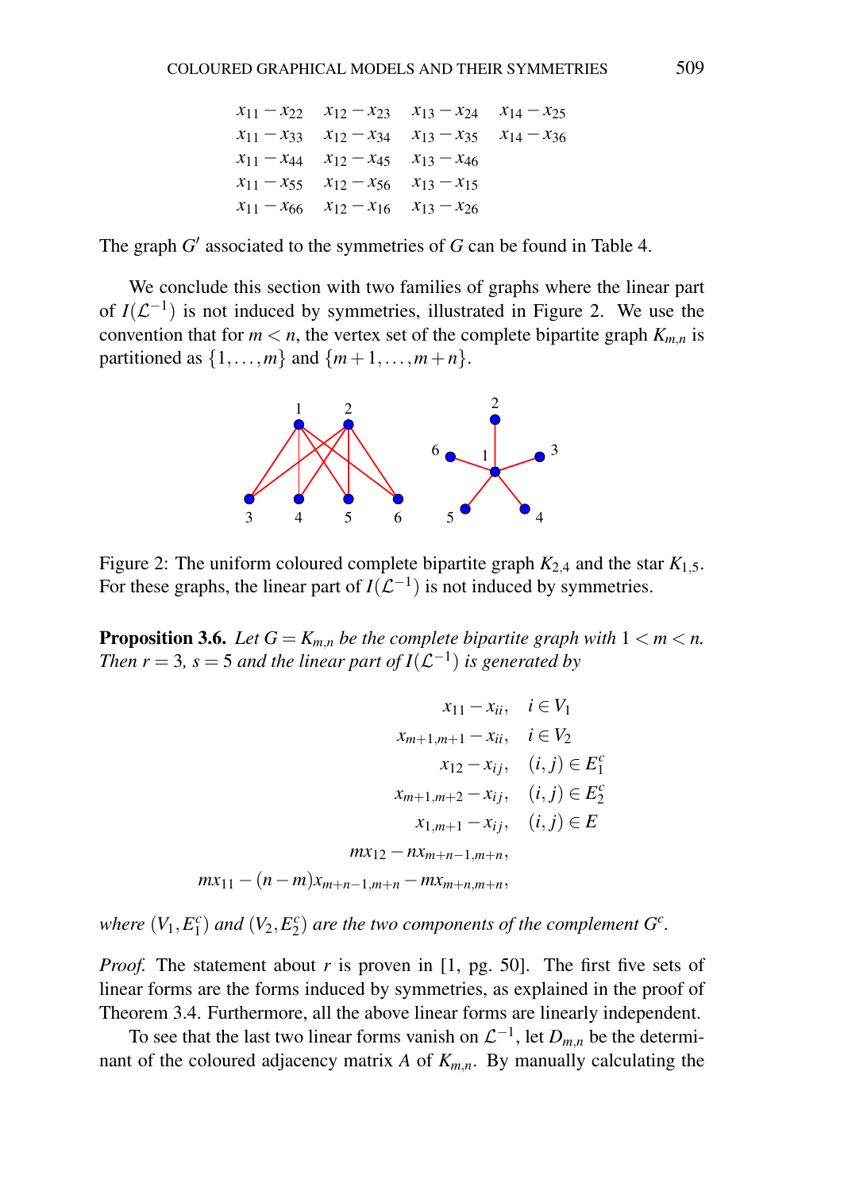$$
\begin{array}{llll}
x_{11}-x_{22} & x_{12}-x_{23} & x_{13}-x_{24} & x_{14}-x_{25} \\
x_{11}-x_{33} & x_{12}-x_{34} & x_{13}-x_{35} & x_{14}-x_{36} \\
x_{11}-x_{44} & x_{12}-x_{45} & x_{13}-x_{46} & \\
x_{11}-x_{55} & x_{12}-x_{56} & x_{13}-x_{15} & \\
x_{11}-x_{66} & x_{12}-x_{16} & x_{13}-x_{26} &
\end{array}
$$

The graph $G'$ associated to the symmetries of $G$ can be found in Table 4.

We conclude this section with two families of graphs where the linear part of $I(\mathcal{L}^{-1})$ is not induced by symmetries, illustrated in Figure 2. We use the convention that for $m < n$, the vertex set of the complete bipartite graph $K_{m,n}$ is partitioned as $\{1,\ldots,m\}$ and $\{m+1,\ldots,m+n\}$.

Figure 2: The uniform coloured complete bipartite graph $K_{2,4}$ and the star $K_{1,5}$. For these graphs, the linear part of $I(\mathcal{L}^{-1})$ is not induced by symmetries.

**Proposition 3.6.** *Let $G = K_{m,n}$ be the complete bipartite graph with $1 < m < n$. Then $r = 3$, $s = 5$ and the linear part of $I(\mathcal{L}^{-1})$ is generated by*

$$
\begin{aligned}
x_{11} - x_{ii}, &\quad i \in V_1 \\
x_{m+1,m+1} - x_{ii}, &\quad i \in V_2 \\
x_{12} - x_{ij}, &\quad (i,j) \in E_1^c \\
x_{m+1,m+2} - x_{ij}, &\quad (i,j) \in E_2^c \\
x_{1,m+1} - x_{ij}, &\quad (i,j) \in E \\
m x_{12} - n x_{m+n-1,m+n}, &\\
m x_{11} - (n-m) x_{m+n-1,m+n} - m x_{m+n,m+n}, &
\end{aligned}
$$

*where $(V_1, E_1^c)$ and $(V_2, E_2^c)$ are the two components of the complement $G^c$.*

*Proof.* The statement about $r$ is proven in [1, pg. 50]. The first five sets of linear forms are the forms induced by symmetries, as explained in the proof of Theorem 3.4. Furthermore, all the above linear forms are linearly independent.

To see that the last two linear forms vanish on $\mathcal{L}^{-1}$, let $D_{m,n}$ be the determinant of the coloured adjacency matrix $A$ of $K_{m,n}$. By manually calculating the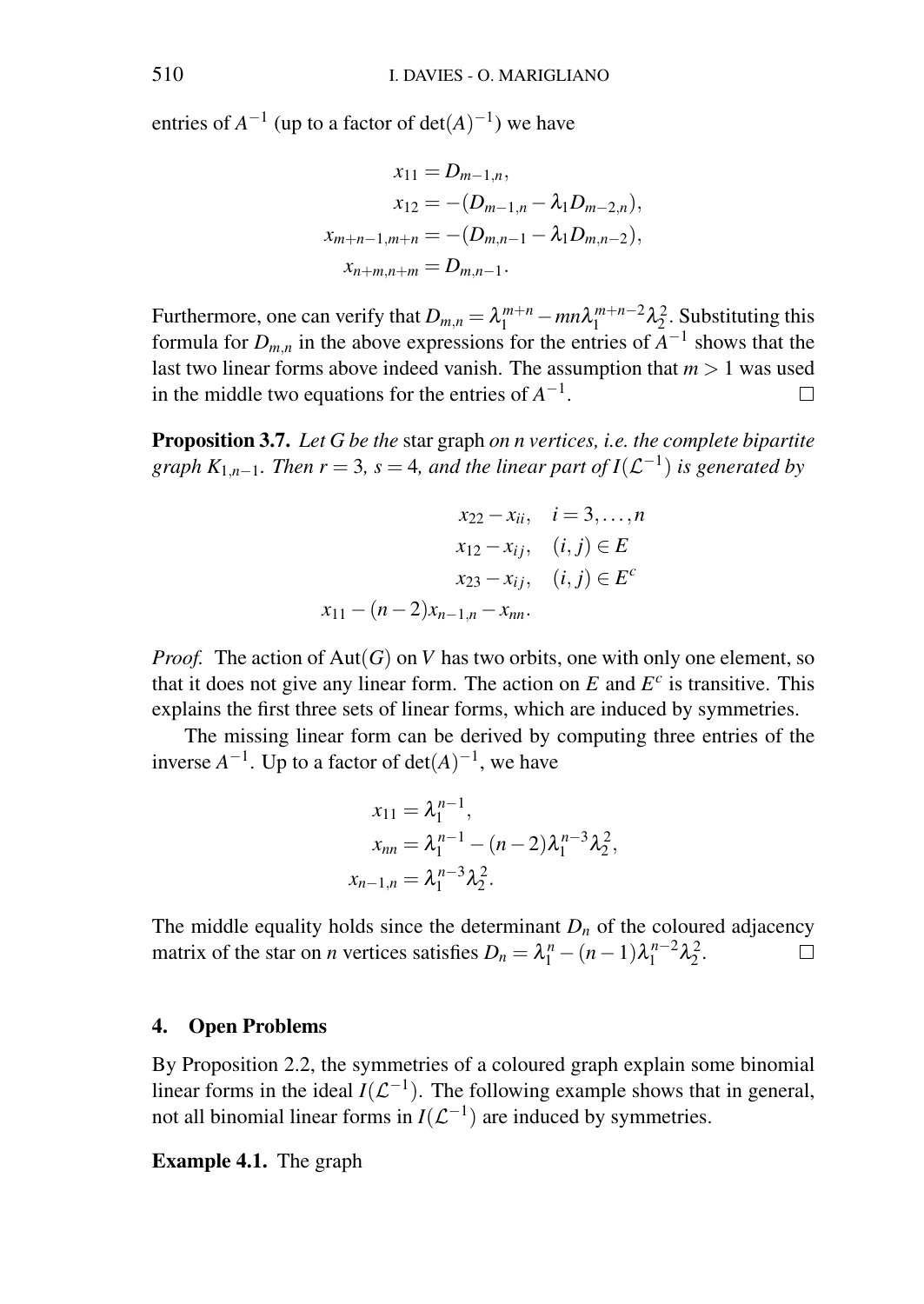entries of $A^{-1}$ (up to a factor of $\det(A)^{-1}$) we have

$$
\begin{aligned}
x_{11} &= D_{m-1,n}, \\
x_{12} &= -(D_{m-1,n} - \lambda_1 D_{m-2,n}), \\
x_{m+n-1,m+n} &= -(D_{m,n-1} - \lambda_1 D_{m,n-2}), \\
x_{n+m,n+m} &= D_{m,n-1}.
\end{aligned}
$$

Furthermore, one can verify that $D_{m,n} = \lambda_1^{m+n} - mn\lambda_1^{m+n-2}\lambda_2^2$. Substituting this formula for $D_{m,n}$ in the above expressions for the entries of $A^{-1}$ shows that the last two linear forms above indeed vanish. The assumption that $m > 1$ was used in the middle two equations for the entries of $A^{-1}$. □

**Proposition 3.7.** *Let $G$ be the* star graph *on $n$ vertices, i.e. the complete bipartite graph $K_{1,n-1}$. Then $r = 3$, $s = 4$, and the linear part of $I(\mathcal{L}^{-1})$ is generated by*

$$
\begin{aligned}
x_{22} - x_{ii}, &\quad i = 3, \dots, n \\
x_{12} - x_{ij}, &\quad (i,j) \in E \\
x_{23} - x_{ij}, &\quad (i,j) \in E^c \\
x_{11} - (n-2)x_{n-1,n} - x_{nn}. &
\end{aligned}
$$

*Proof.* The action of $\mathrm{Aut}(G)$ on $V$ has two orbits, one with only one element, so that it does not give any linear form. The action on $E$ and $E^c$ is transitive. This explains the first three sets of linear forms, which are induced by symmetries.

The missing linear form can be derived by computing three entries of the inverse $A^{-1}$. Up to a factor of $\det(A)^{-1}$, we have

$$
\begin{aligned}
x_{11} &= \lambda_1^{n-1}, \\
x_{nn} &= \lambda_1^{n-1} - (n-2)\lambda_1^{n-3}\lambda_2^2, \\
x_{n-1,n} &= \lambda_1^{n-3}\lambda_2^2.
\end{aligned}
$$

The middle equality holds since the determinant $D_n$ of the coloured adjacency matrix of the star on $n$ vertices satisfies $D_n = \lambda_1^n - (n-1)\lambda_1^{n-2}\lambda_2^2$. □

## 4. Open Problems

By Proposition 2.2, the symmetries of a coloured graph explain some binomial linear forms in the ideal $I(\mathcal{L}^{-1})$. The following example shows that in general, not all binomial linear forms in $I(\mathcal{L}^{-1})$ are induced by symmetries.

**Example 4.1.** The graph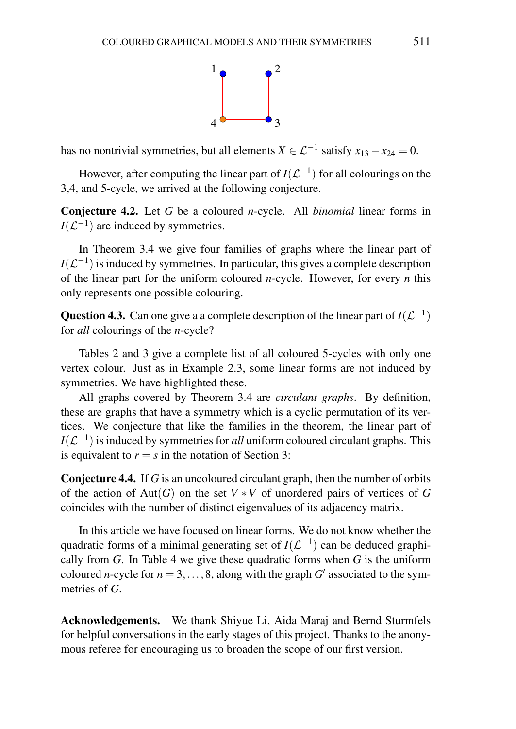has no nontrivial symmetries, but all elements $X \in \mathcal{L}^{-1}$ satisfy $x_{13} - x_{24} = 0$.

However, after computing the linear part of $I(\mathcal{L}^{-1})$ for all colourings on the 3,4, and 5-cycle, we arrived at the following conjecture.

**Conjecture 4.2.** Let $G$ be a coloured $n$-cycle. All *binomial* linear forms in $I(\mathcal{L}^{-1})$ are induced by symmetries.

In Theorem 3.4 we give four families of graphs where the linear part of $I(\mathcal{L}^{-1})$ is induced by symmetries. In particular, this gives a complete description of the linear part for the uniform coloured $n$-cycle. However, for every $n$ this only represents one possible colouring.

**Question 4.3.** Can one give a a complete description of the linear part of $I(\mathcal{L}^{-1})$ for *all* colourings of the $n$-cycle?

Tables 2 and 3 give a complete list of all coloured 5-cycles with only one vertex colour. Just as in Example 2.3, some linear forms are not induced by symmetries. We have highlighted these.

All graphs covered by Theorem 3.4 are *circulant graphs*. By definition, these are graphs that have a symmetry which is a cyclic permutation of its vertices. We conjecture that like the families in the theorem, the linear part of $I(\mathcal{L}^{-1})$ is induced by symmetries for *all* uniform coloured circulant graphs. This is equivalent to $r = s$ in the notation of Section 3:

**Conjecture 4.4.** If $G$ is an uncoloured circulant graph, then the number of orbits of the action of $\mathrm{Aut}(G)$ on the set $V * V$ of unordered pairs of vertices of $G$ coincides with the number of distinct eigenvalues of its adjacency matrix.

In this article we have focused on linear forms. We do not know whether the quadratic forms of a minimal generating set of $I(\mathcal{L}^{-1})$ can be deduced graphically from $G$. In Table 4 we give these quadratic forms when $G$ is the uniform coloured $n$-cycle for $n = 3, \ldots, 8$, along with the graph $G'$ associated to the symmetries of $G$.

**Acknowledgements.** We thank Shiyue Li, Aida Maraj and Bernd Sturmfels for helpful conversations in the early stages of this project. Thanks to the anonymous referee for encouraging us to broaden the scope of our first version.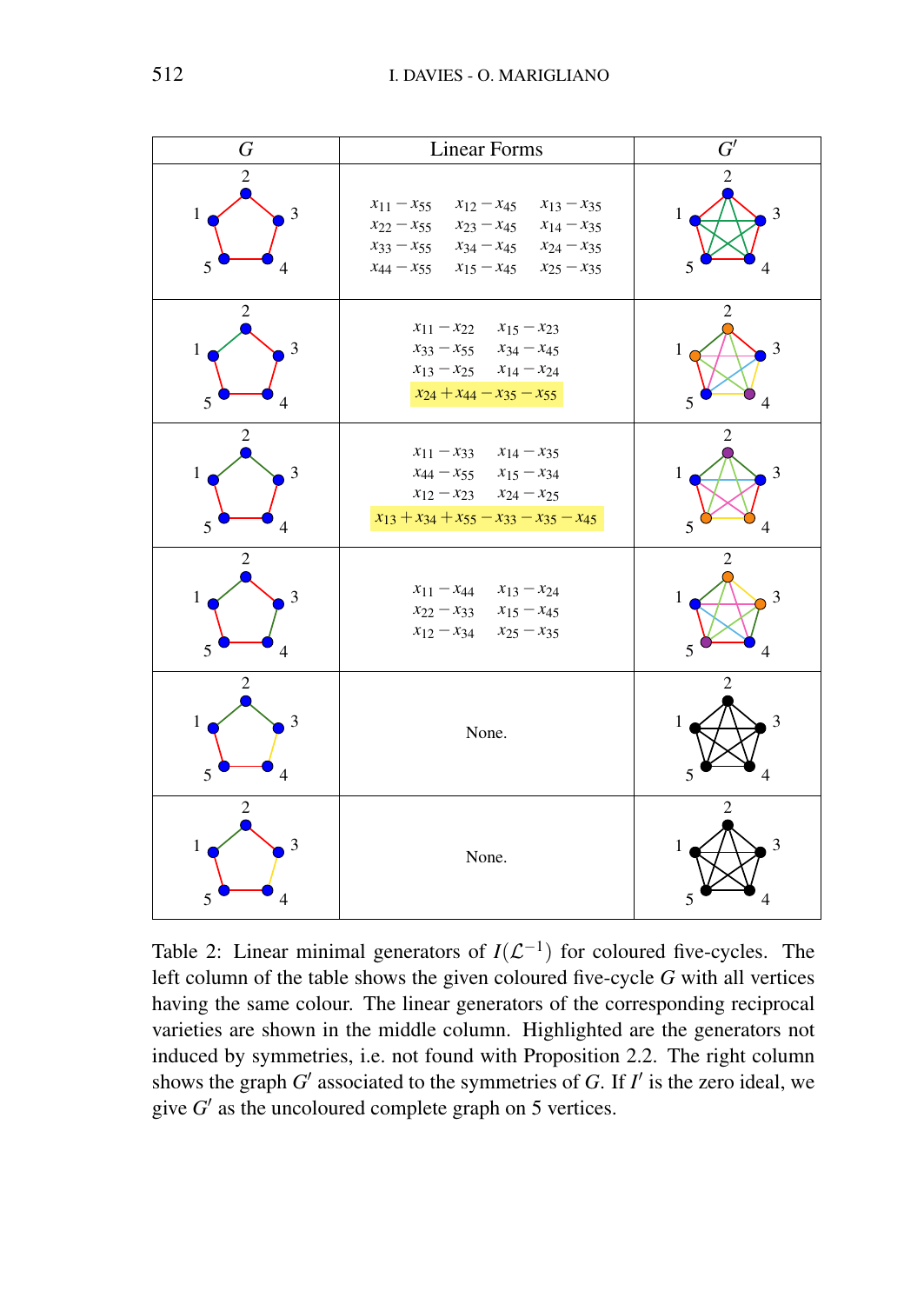| $G$ | Linear Forms | $G'$ |
|---|---|---|
| | $x_{11}-x_{55}$ $\quad x_{12}-x_{45}$ $\quad x_{13}-x_{35}$ <br> $x_{22}-x_{55}$ $\quad x_{23}-x_{45}$ $\quad x_{14}-x_{35}$ <br> $x_{33}-x_{55}$ $\quad x_{34}-x_{45}$ $\quad x_{24}-x_{35}$ <br> $x_{44}-x_{55}$ $\quad x_{15}-x_{45}$ $\quad x_{25}-x_{35}$ | |
| | $x_{11}-x_{22}$ $\quad x_{15}-x_{23}$ <br> $x_{33}-x_{55}$ $\quad x_{34}-x_{45}$ <br> $x_{13}-x_{25}$ $\quad x_{14}-x_{24}$ <br> $x_{24}+x_{44}-x_{35}-x_{55}$ | |
| | $x_{11}-x_{33}$ $\quad x_{14}-x_{35}$ <br> $x_{44}-x_{55}$ $\quad x_{15}-x_{34}$ <br> $x_{12}-x_{23}$ $\quad x_{24}-x_{25}$ <br> $x_{13}+x_{34}+x_{55}-x_{33}-x_{35}-x_{45}$ | |
| | $x_{11}-x_{44}$ $\quad x_{13}-x_{24}$ <br> $x_{22}-x_{33}$ $\quad x_{15}-x_{45}$ <br> $x_{12}-x_{34}$ $\quad x_{25}-x_{35}$ | |
| | None. | |
| | None. | |

Table 2: Linear minimal generators of $I(\mathcal{L}^{-1})$ for coloured five-cycles. The left column of the table shows the given coloured five-cycle $G$ with all vertices having the same colour. The linear generators of the corresponding reciprocal varieties are shown in the middle column. Highlighted are the generators not induced by symmetries, i.e. not found with Proposition 2.2. The right column shows the graph $G'$ associated to the symmetries of $G$. If $I'$ is the zero ideal, we give $G'$ as the uncoloured complete graph on 5 vertices.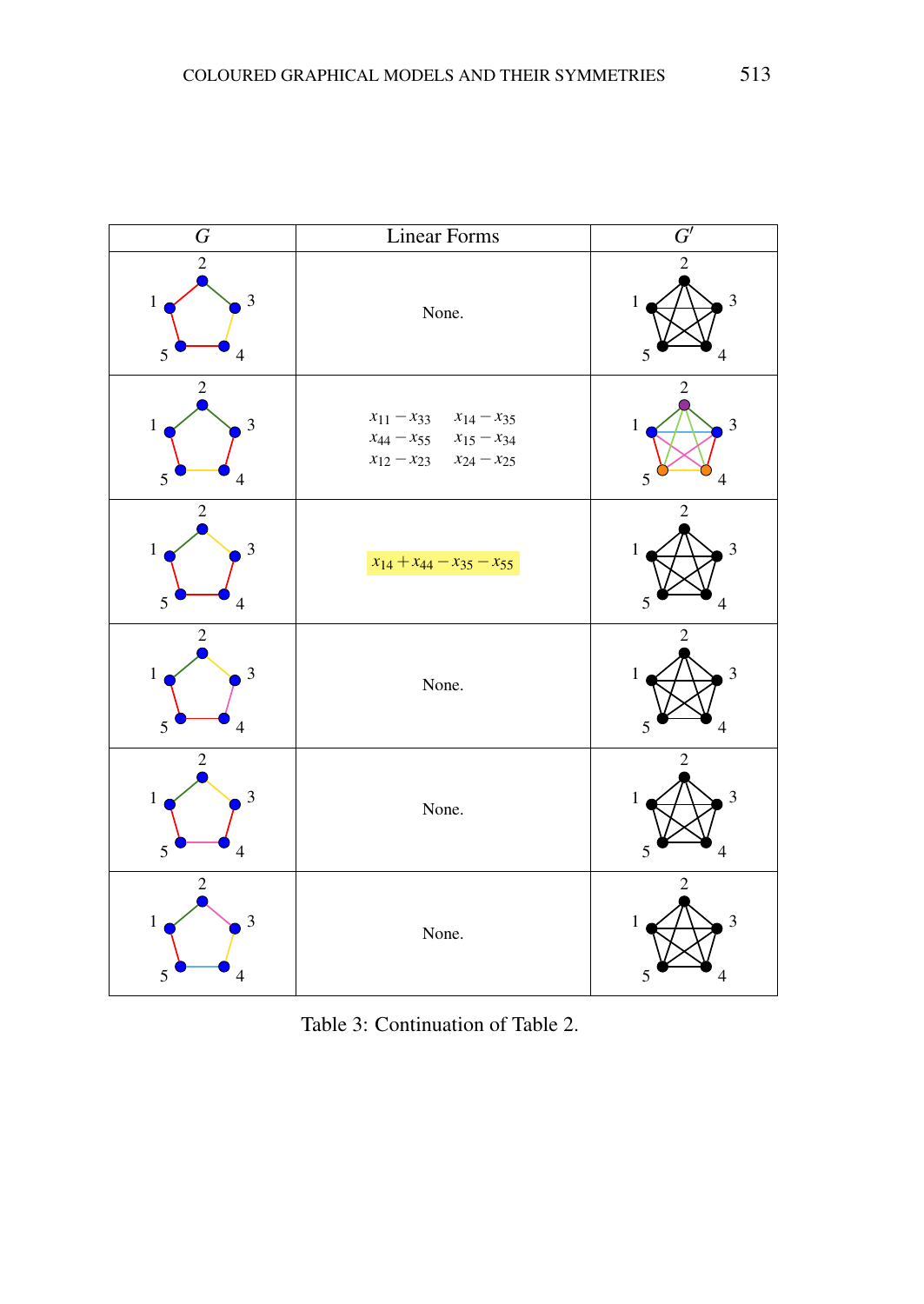| $G$ | Linear Forms | $G'$ |
|---|---|---|
| | None. | |
| | $x_{11} - x_{33}$ $x_{14} - x_{35}$ $x_{44} - x_{55}$ $x_{15} - x_{34}$ $x_{12} - x_{23}$ $x_{24} - x_{25}$ | |
| | $x_{14} + x_{44} - x_{35} - x_{55}$ | |
| | None. | |
| | None. | |
| | None. | |

Table 3: Continuation of Table 2.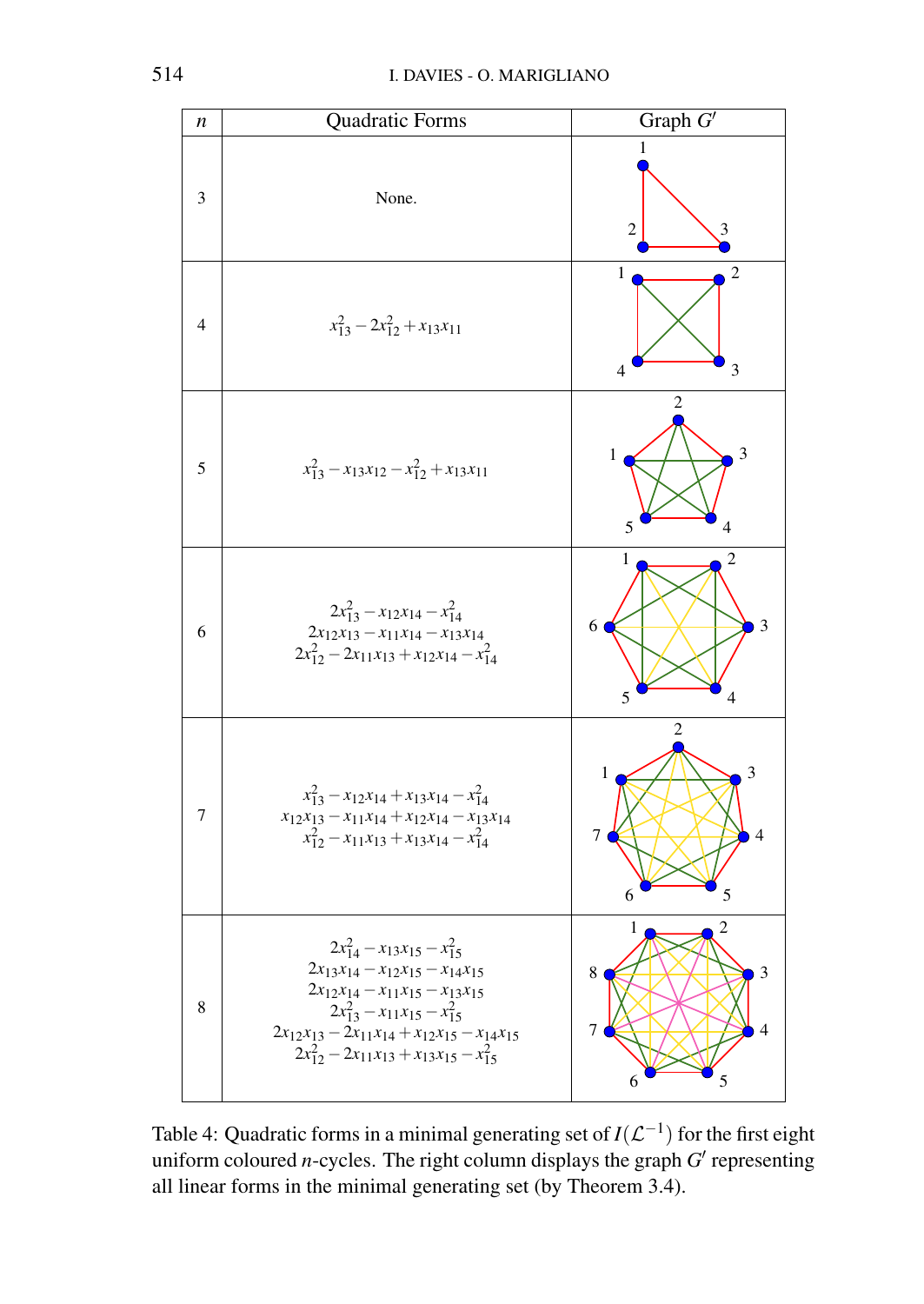| $n$ | Quadratic Forms | Graph $G'$ |
|---|---|---|
| 3 | None. | |
| 4 | $x_{13}^2 - 2x_{12}^2 + x_{13}x_{11}$ | |
| 5 | $x_{13}^2 - x_{13}x_{12} - x_{12}^2 + x_{13}x_{11}$ | |
| 6 | $2x_{13}^2 - x_{12}x_{14} - x_{14}^2$<br>$2x_{12}x_{13} - x_{11}x_{14} - x_{13}x_{14}$<br>$2x_{12}^2 - 2x_{11}x_{13} + x_{12}x_{14} - x_{14}^2$ | |
| 7 | $x_{13}^2 - x_{12}x_{14} + x_{13}x_{14} - x_{14}^2$<br>$x_{12}x_{13} - x_{11}x_{14} + x_{12}x_{14} - x_{13}x_{14}$<br>$x_{12}^2 - x_{11}x_{13} + x_{13}x_{14} - x_{14}^2$ | |
| 8 | $2x_{14}^2 - x_{13}x_{15} - x_{15}^2$<br>$2x_{13}x_{14} - x_{12}x_{15} - x_{14}x_{15}$<br>$2x_{12}x_{14} - x_{11}x_{15} - x_{13}x_{15}$<br>$2x_{13}^2 - x_{11}x_{15} - x_{15}^2$<br>$2x_{12}x_{13} - 2x_{11}x_{14} + x_{12}x_{15} - x_{14}x_{15}$<br>$2x_{12}^2 - 2x_{11}x_{13} + x_{13}x_{15} - x_{15}^2$ | |

Table 4: Quadratic forms in a minimal generating set of $I(\mathcal{L}^{-1})$ for the first eight uniform coloured $n$-cycles. The right column displays the graph $G'$ representing all linear forms in the minimal generating set (by Theorem 3.4).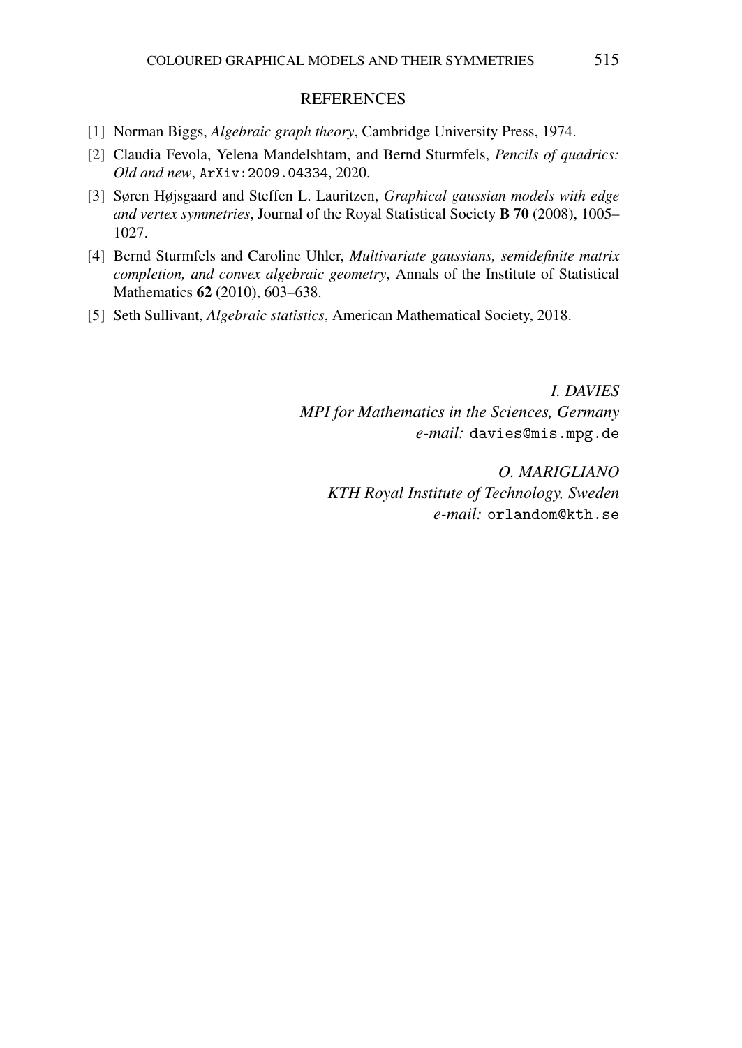## REFERENCES

[1] Norman Biggs, *Algebraic graph theory*, Cambridge University Press, 1974.

[2] Claudia Fevola, Yelena Mandelshtam, and Bernd Sturmfels, *Pencils of quadrics: Old and new*, ArXiv:2009.04334, 2020.

[3] Søren Højsgaard and Steffen L. Lauritzen, *Graphical gaussian models with edge and vertex symmetries*, Journal of the Royal Statistical Society **B 70** (2008), 1005–1027.

[4] Bernd Sturmfels and Caroline Uhler, *Multivariate gaussians, semidefinite matrix completion, and convex algebraic geometry*, Annals of the Institute of Statistical Mathematics **62** (2010), 603–638.

[5] Seth Sullivant, *Algebraic statistics*, American Mathematical Society, 2018.

*I. DAVIES*
*MPI for Mathematics in the Sciences, Germany*
*e-mail:* davies@mis.mpg.de

*O. MARIGLIANO*
*KTH Royal Institute of Technology, Sweden*
*e-mail:* orlandom@kth.se